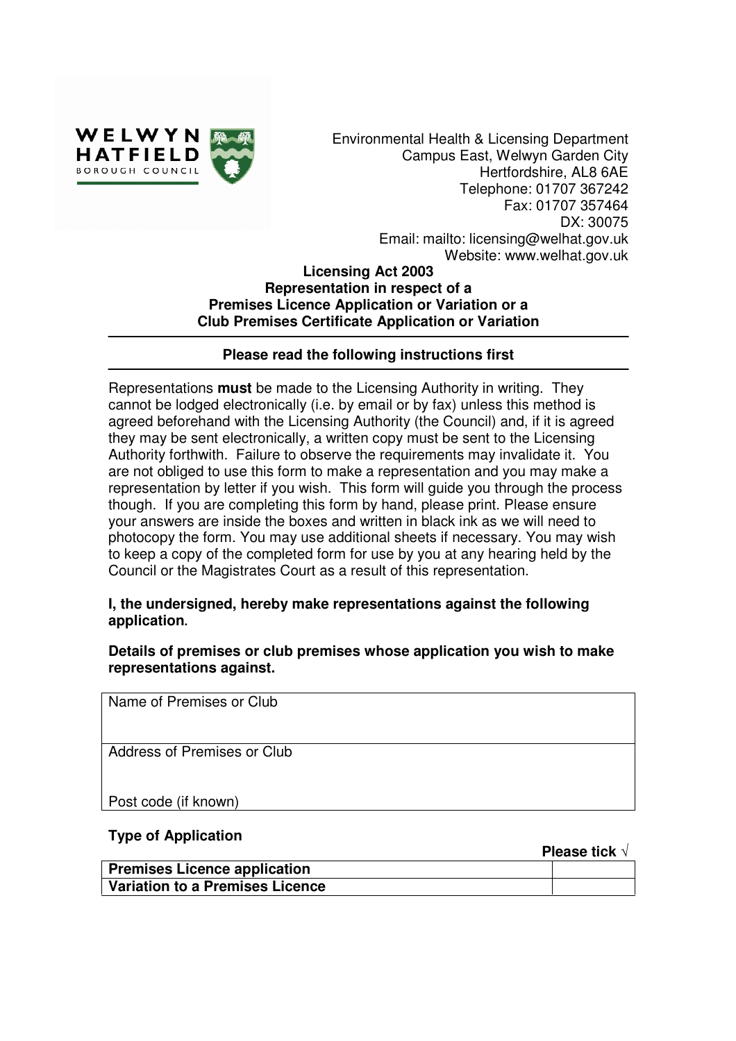WELWYN HATFIELD BOROUGH COUNCIL

Environmental Health & Licensing Department
Campus East, Welwyn Garden City
Hertfordshire, AL8 6AE
Telephone: 01707 367242
Fax: 01707 357464
DX: 30075
Email: mailto: licensing@welhat.gov.uk
Website: www.welhat.gov.uk

**Licensing Act 2003**
**Representation in respect of a**
**Premises Licence Application or Variation or a**
**Club Premises Certificate Application or Variation**

**Please read the following instructions first**

Representations **must** be made to the Licensing Authority in writing. They cannot be lodged electronically (i.e. by email or by fax) unless this method is agreed beforehand with the Licensing Authority (the Council) and, if it is agreed they may be sent electronically, a written copy must be sent to the Licensing Authority forthwith. Failure to observe the requirements may invalidate it. You are not obliged to use this form to make a representation and you may make a representation by letter if you wish. This form will guide you through the process though. If you are completing this form by hand, please print. Please ensure your answers are inside the boxes and written in black ink as we will need to photocopy the form. You may use additional sheets if necessary. You may wish to keep a copy of the completed form for use by you at any hearing held by the Council or the Magistrates Court as a result of this representation.

**I, the undersigned, hereby make representations against the following application.**

**Details of premises or club premises whose application you wish to make representations against.**

| Name of Premises or Club |
|---|
| Address of Premises or Club<br><br>Post code (if known) |

**Type of Application**

| | **Please tick √** |
|---|---|
| **Premises Licence application** | |
| **Variation to a Premises Licence** | |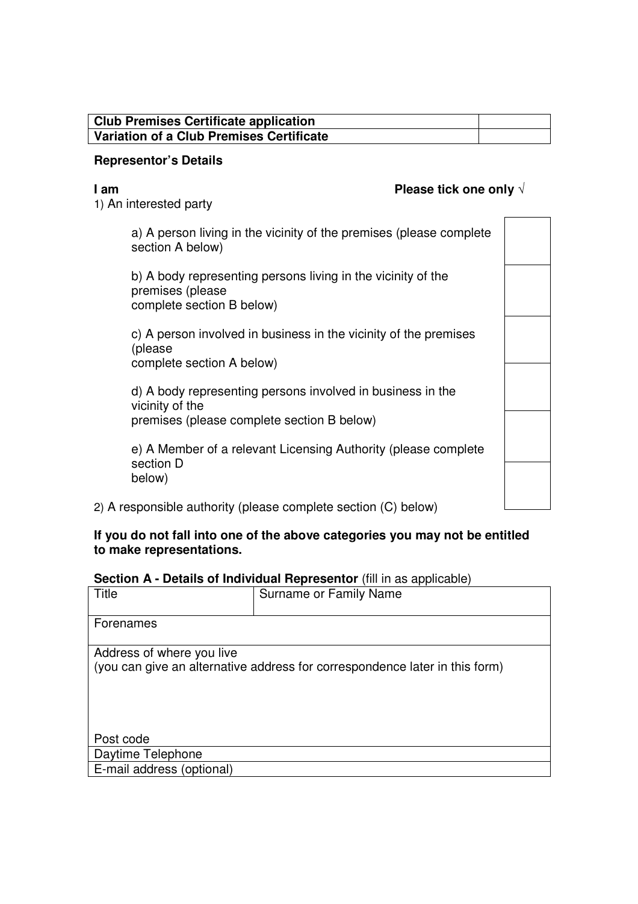| Club Premises Certificate application | |
|---|---|
| Variation of a Club Premises Certificate | |

**Representor's Details**

**I am** **Please tick one only √**

1) An interested party

| | |
|---|---|
| a) A person living in the vicinity of the premises (please complete section A below) | |
| b) A body representing persons living in the vicinity of the premises (please complete section B below) | |
| c) A person involved in business in the vicinity of the premises (please complete section A below) | |
| d) A body representing persons involved in business in the vicinity of the premises (please complete section B below) | |
| e) A Member of a relevant Licensing Authority (please complete section D below) | |
| 2) A responsible authority (please complete section (C) below) | |

**If you do not fall into one of the above categories you may not be entitled to make representations.**

**Section A - Details of Individual Representor** (fill in as applicable)

| Title | Surname or Family Name |
|---|---|
| Forenames | |
| Address of where you live<br>(you can give an alternative address for correspondence later in this form)<br><br><br>Post code | |
| Daytime Telephone | |
| E-mail address (optional) | |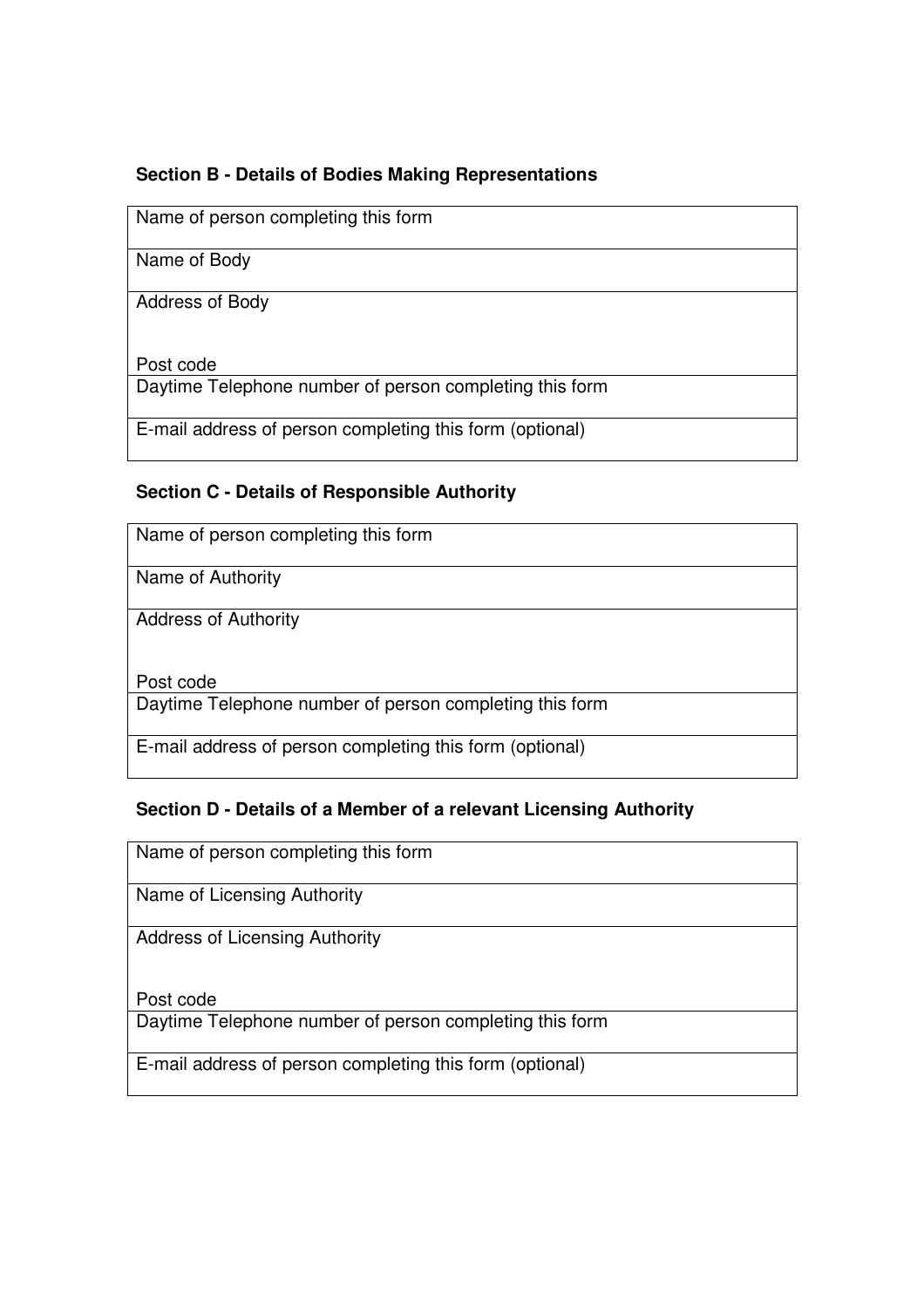**Section B - Details of Bodies Making Representations**

| Name of person completing this form |
|---|
| Name of Body |
| Address of Body<br><br>Post code |
| Daytime Telephone number of person completing this form |
| E-mail address of person completing this form (optional) |

**Section C - Details of Responsible Authority**

| Name of person completing this form |
|---|
| Name of Authority |
| Address of Authority<br><br>Post code |
| Daytime Telephone number of person completing this form |
| E-mail address of person completing this form (optional) |

**Section D - Details of a Member of a relevant Licensing Authority**

| Name of person completing this form |
|---|
| Name of Licensing Authority |
| Address of Licensing Authority<br><br>Post code |
| Daytime Telephone number of person completing this form |
| E-mail address of person completing this form (optional) |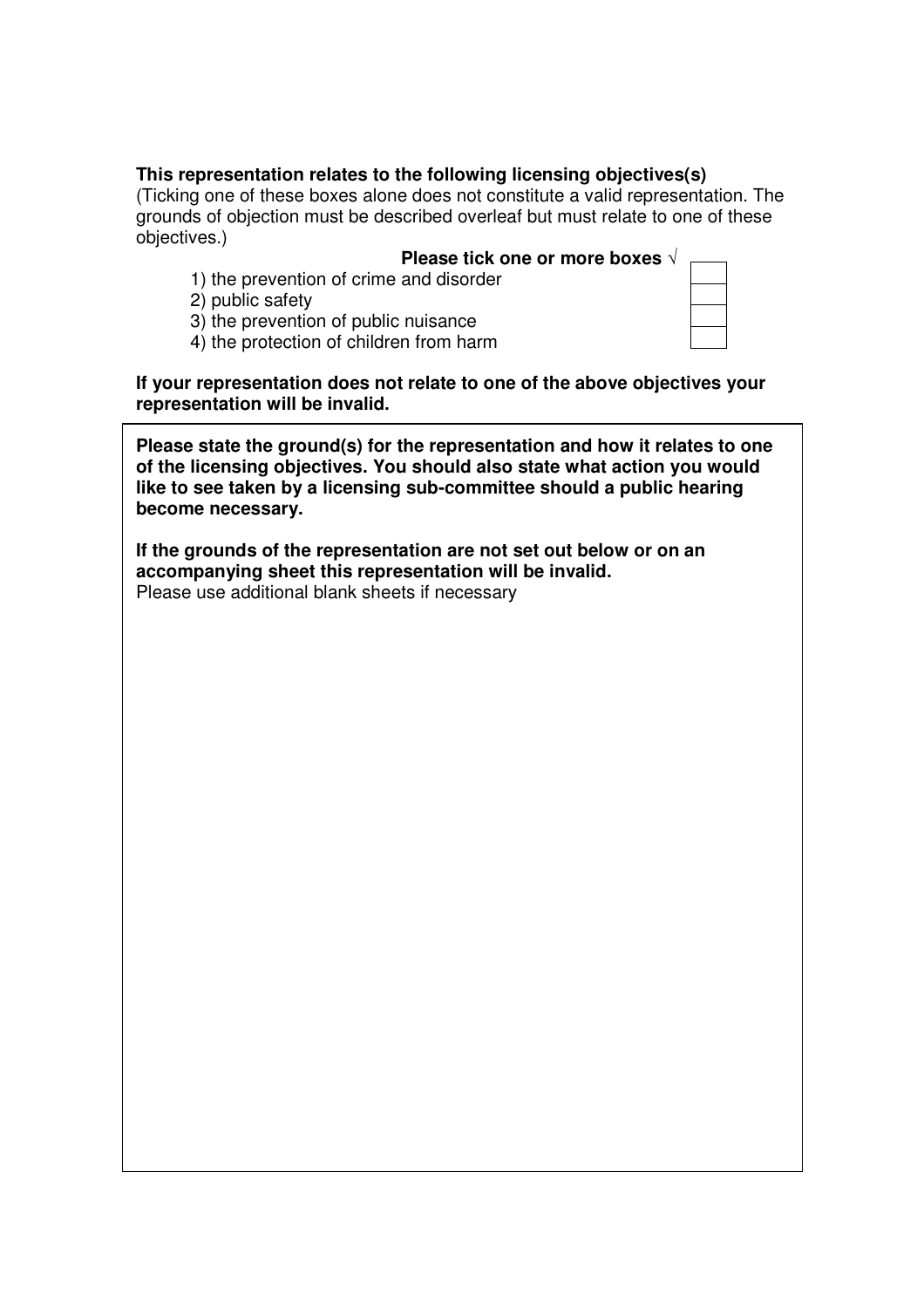**This representation relates to the following licensing objectives(s)**

(Ticking one of these boxes alone does not constitute a valid representation. The grounds of objection must be described overleaf but must relate to one of these objectives.)

**Please tick one or more boxes √**

| Objective | |
|---|---|
| 1) the prevention of crime and disorder | |
| 2) public safety | |
| 3) the prevention of public nuisance | |
| 4) the protection of children from harm | |

**If your representation does not relate to one of the above objectives your representation will be invalid.**

**Please state the ground(s) for the representation and how it relates to one of the licensing objectives. You should also state what action you would like to see taken by a licensing sub-committee should a public hearing become necessary.**

**If the grounds of the representation are not set out below or on an accompanying sheet this representation will be invalid.**

Please use additional blank sheets if necessary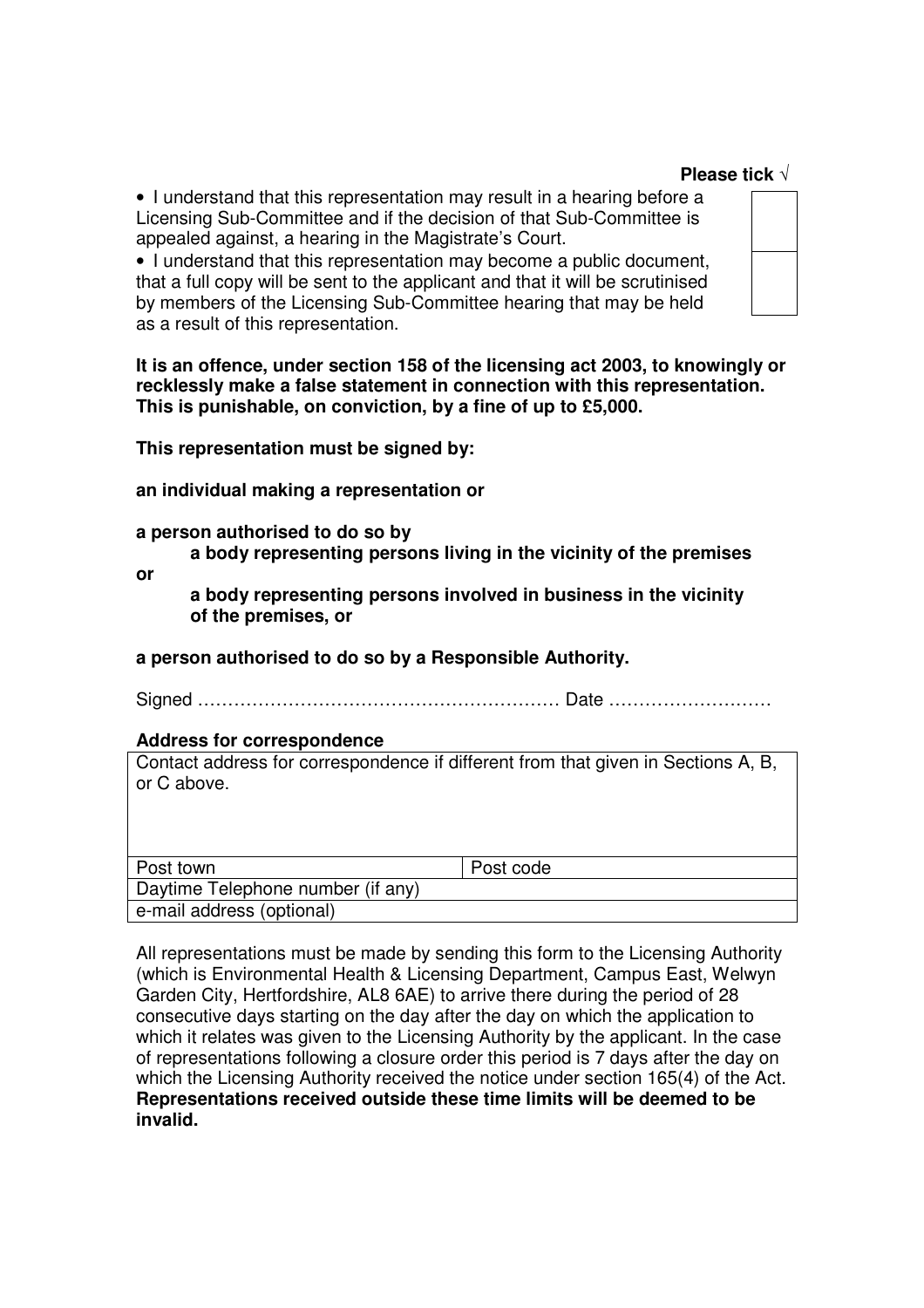**Please tick √**

- I understand that this representation may result in a hearing before a Licensing Sub-Committee and if the decision of that Sub-Committee is appealed against, a hearing in the Magistrate's Court.
- I understand that this representation may become a public document, that a full copy will be sent to the applicant and that it will be scrutinised by members of the Licensing Sub-Committee hearing that may be held as a result of this representation.

**It is an offence, under section 158 of the licensing act 2003, to knowingly or recklessly make a false statement in connection with this representation. This is punishable, on conviction, by a fine of up to £5,000.**

**This representation must be signed by:**

**an individual making a representation or**

**a person authorised to do so by**

**a body representing persons living in the vicinity of the premises**

**or**

**a body representing persons involved in business in the vicinity of the premises, or**

**a person authorised to do so by a Responsible Authority.**

Signed ………………………………………………………… Date ………………………

**Address for correspondence**

| | |
|---|---|
| Contact address for correspondence if different from that given in Sections A, B, or C above. | |
| Post town | Post code |
| Daytime Telephone number (if any) | |
| e-mail address (optional) | |

All representations must be made by sending this form to the Licensing Authority (which is Environmental Health & Licensing Department, Campus East, Welwyn Garden City, Hertfordshire, AL8 6AE) to arrive there during the period of 28 consecutive days starting on the day after the day on which the application to which it relates was given to the Licensing Authority by the applicant. In the case of representations following a closure order this period is 7 days after the day on which the Licensing Authority received the notice under section 165(4) of the Act. **Representations received outside these time limits will be deemed to be invalid.**